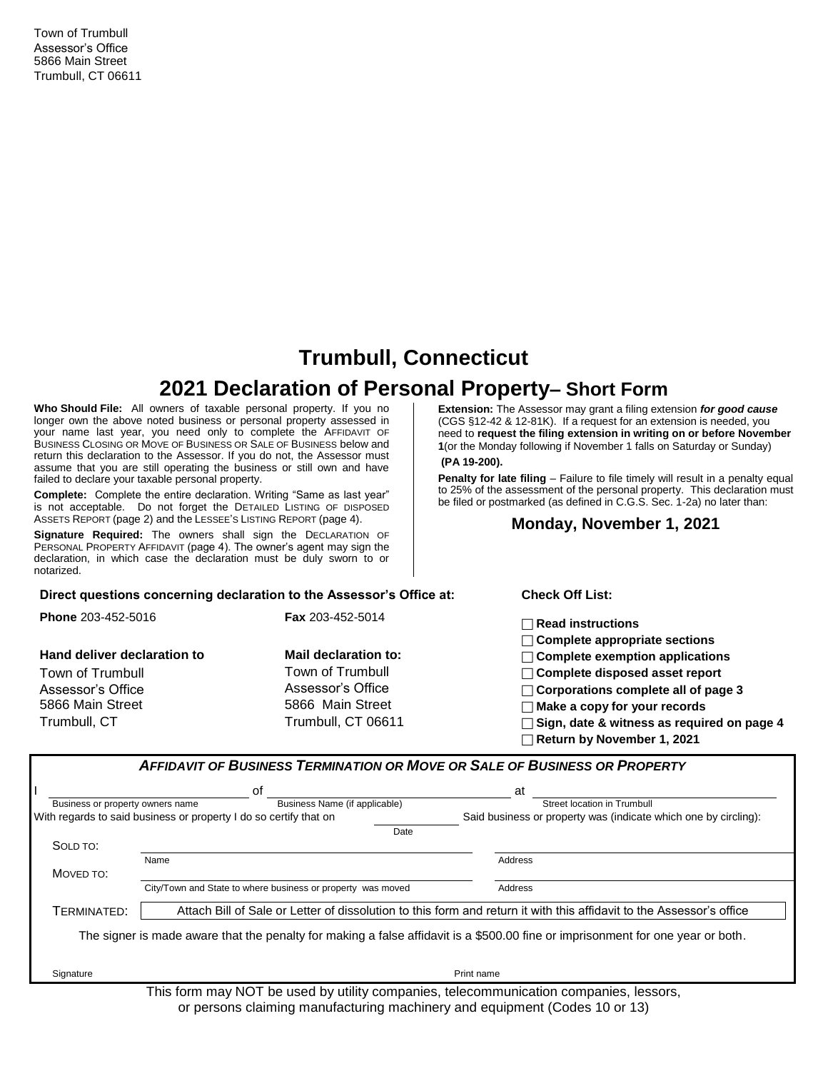Town of Trumbull
Assessor's Office
5866 Main Street
Trumbull, CT 06611

# Trumbull, Connecticut

## 2021 Declaration of Personal Property– Short Form

**Who Should File:** All owners of taxable personal property. If you no longer own the above noted business or personal property assessed in your name last year, you need only to complete the AFFIDAVIT OF BUSINESS CLOSING OR MOVE OF BUSINESS OR SALE OF BUSINESS below and return this declaration to the Assessor. If you do not, the Assessor must assume that you are still operating the business or still own and have failed to declare your taxable personal property.

**Complete:** Complete the entire declaration. Writing "Same as last year" is not acceptable. Do not forget the DETAILED LISTING OF DISPOSED ASSETS REPORT (page 2) and the LESSEE'S LISTING REPORT (page 4).

**Signature Required:** The owners shall sign the DECLARATION OF PERSONAL PROPERTY AFFIDAVIT (page 4). The owner's agent may sign the declaration, in which case the declaration must be duly sworn to or notarized.

**Extension:** The Assessor may grant a filing extension ***for good cause*** (CGS §12-42 & 12-81K). If a request for an extension is needed, you need to **request the filing extension in writing on or before November 1**(or the Monday following if November 1 falls on Saturday or Sunday) **(PA 19-200).**

**Penalty for late filing** – Failure to file timely will result in a penalty equal to 25% of the assessment of the personal property. This declaration must be filed or postmarked (as defined in C.G.S. Sec. 1-2a) no later than:

**Monday, November 1, 2021**

**Direct questions concerning declaration to the Assessor's Office at:**

**Phone** 203-452-5016

**Fax** 203-452-5014

**Hand deliver declaration to**

Town of Trumbull
Assessor's Office
5866 Main Street
Trumbull, CT

**Mail declaration to:**

Town of Trumbull
Assessor's Office
5866 Main Street
Trumbull, CT 06611

**Check Off List:**

- ☐ **Read instructions**
- ☐ **Complete appropriate sections**
- ☐ **Complete exemption applications**
- ☐ **Complete disposed asset report**
- ☐ **Corporations complete all of page 3**
- ☐ **Make a copy for your records**
- ☐ **Sign, date & witness as required on page 4**
- ☐ **Return by November 1, 2021**

### *AFFIDAVIT OF BUSINESS TERMINATION OR MOVE OR SALE OF BUSINESS OR PROPERTY*

I ____________________ of ____________________ at ____________________
Business or property owners name — Business Name (if applicable) — Street location in Trumbull

With regards to said business or property I do so certify that on ____________ (Date) Said business or property was (indicate which one by circling):

SOLD TO: ____________________ (Name) ____________________ (Address)

MOVED TO: ____________________ (City/Town and State to where business or property was moved) ____________________ (Address)

TERMINATED: Attach Bill of Sale or Letter of dissolution to this form and return it with this affidavit to the Assessor's office

The signer is made aware that the penalty for making a false affidavit is a $500.00 fine or imprisonment for one year or both.

Signature ____________________ Print name ____________________

This form may NOT be used by utility companies, telecommunication companies, lessors, or persons claiming manufacturing machinery and equipment (Codes 10 or 13)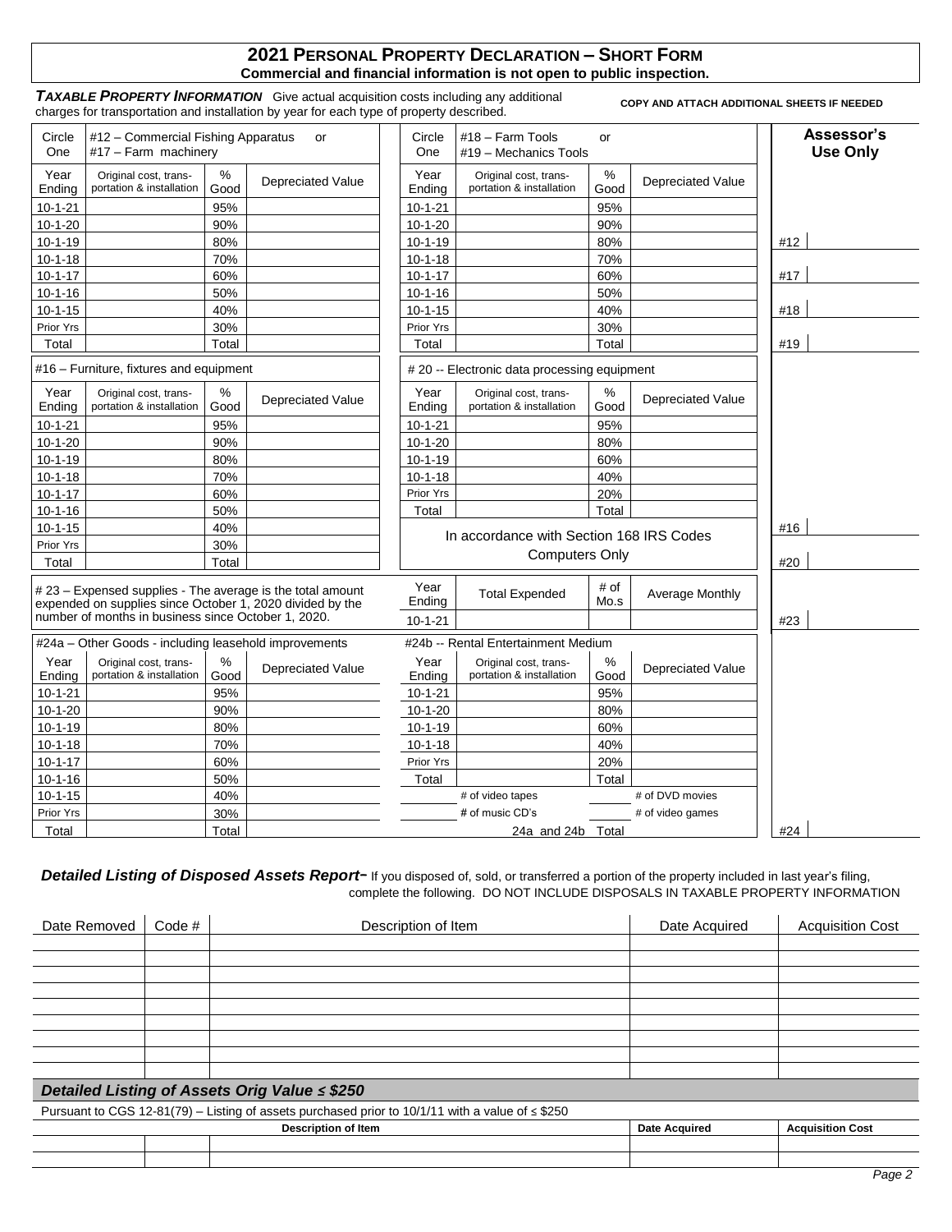## 2021 PERSONAL PROPERTY DECLARATION – SHORT FORM

**Commercial and financial information is not open to public inspection.**

***TAXABLE PROPERTY INFORMATION*** Give actual acquisition costs including any additional charges for transportation and installation by year for each type of property described.

**COPY AND ATTACH ADDITIONAL SHEETS IF NEEDED**

| Circle One | #12 – Commercial Fishing Apparatus or #17 – Farm machinery | | | Circle One | #18 – Farm Tools or #19 – Mechanics Tools | | | Assessor's Use Only |
|---|---|---|---|---|---|---|---|---|
| Year Ending | Original cost, transportation & installation | % Good | Depreciated Value | Year Ending | Original cost, transportation & installation | % Good | Depreciated Value | |
| 10-1-21 | | 95% | | 10-1-21 | | 95% | | |
| 10-1-20 | | 90% | | 10-1-20 | | 90% | | |
| 10-1-19 | | 80% | | 10-1-19 | | 80% | | #12 |
| 10-1-18 | | 70% | | 10-1-18 | | 70% | | |
| 10-1-17 | | 60% | | 10-1-17 | | 60% | | #17 |
| 10-1-16 | | 50% | | 10-1-16 | | 50% | | |
| 10-1-15 | | 40% | | 10-1-15 | | 40% | | #18 |
| Prior Yrs | | 30% | | Prior Yrs | | 30% | | |
| Total | | Total | | Total | | Total | | #19 |

| #16 – Furniture, fixtures and equipment | | | | # 20 -- Electronic data processing equipment | | | | |
|---|---|---|---|---|---|---|---|---|
| Year Ending | Original cost, transportation & installation | % Good | Depreciated Value | Year Ending | Original cost, transportation & installation | % Good | Depreciated Value | |
| 10-1-21 | | 95% | | 10-1-21 | | 95% | | |
| 10-1-20 | | 90% | | 10-1-20 | | 80% | | |
| 10-1-19 | | 80% | | 10-1-19 | | 60% | | |
| 10-1-18 | | 70% | | 10-1-18 | | 40% | | |
| 10-1-17 | | 60% | | Prior Yrs | | 20% | | |
| 10-1-16 | | 50% | | Total | | Total | | |
| 10-1-15 | | 40% | | In accordance with Section 168 IRS Codes | | | | #16 |
| Prior Yrs | | 30% | | Computers Only | | | | |
| Total | | Total | | | | | | #20 |

| # 23 – Expensed supplies - The average is the total amount expended on supplies since October 1, 2020 divided by the number of months in business since October 1, 2020. | Year Ending | Total Expended | # of Mo.s | Average Monthly | |
|---|---|---|---|---|---|
| | 10-1-21 | | | | #23 |

| #24a – Other Goods - including leasehold improvements | | | | #24b -- Rental Entertainment Medium | | | | |
|---|---|---|---|---|---|---|---|---|
| Year Ending | Original cost, transportation & installation | % Good | Depreciated Value | Year Ending | Original cost, transportation & installation | % Good | Depreciated Value | |
| 10-1-21 | | 95% | | 10-1-21 | | 95% | | |
| 10-1-20 | | 90% | | 10-1-20 | | 80% | | |
| 10-1-19 | | 80% | | 10-1-19 | | 60% | | |
| 10-1-18 | | 70% | | 10-1-18 | | 40% | | |
| 10-1-17 | | 60% | | Prior Yrs | | 20% | | |
| 10-1-16 | | 50% | | Total | | Total | | |
| 10-1-15 | | 40% | | | # of video tapes | | # of DVD movies | |
| Prior Yrs | | 30% | | | # of music CD's | | # of video games | |
| Total | | Total | | | 24a and 24b | Total | | #24 |

***Detailed Listing of Disposed Assets Report*** – If you disposed of, sold, or transferred a portion of the property included in last year's filing, complete the following. DO NOT INCLUDE DISPOSALS IN TAXABLE PROPERTY INFORMATION

| Date Removed | Code # | Description of Item | Date Acquired | Acquisition Cost |
|---|---|---|---|---|
| | | | | |
| | | | | |
| | | | | |
| | | | | |
| | | | | |
| | | | | |
| | | | | |
| | | | | |

***Detailed Listing of Assets Orig Value ≤ $250***

Pursuant to CGS 12-81(79) – Listing of assets purchased prior to 10/1/11 with a value of ≤ $250

| Description of Item | | | Date Acquired | Acquisition Cost |
|---|---|---|---|---|
| | | | | |
| | | | | |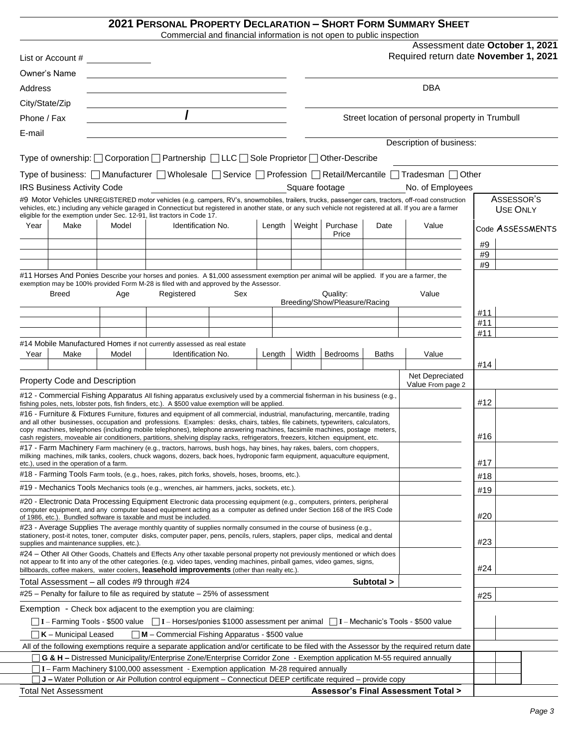# 2021 PERSONAL PROPERTY DECLARATION – SHORT FORM SUMMARY SHEET

Commercial and financial information is not open to public inspection

Assessment date **October 1, 2021**
Required return date **November 1, 2021**

List or Account # ____________

Owner's Name ____________ DBA ____________

Address ____________

City/State/Zip ____________ Street location of personal property in Trumbull ____________

Phone / Fax ____________ / ____________

E-mail ____________ Description of business: ____________

Type of ownership: ☐ Corporation ☐ Partnership ☐ LLC ☐ Sole Proprietor ☐ Other-Describe ____________

Type of business: ☐ Manufacturer ☐ Wholesale ☐ Service ☐ Profession ☐ Retail/Mercantile ☐ Tradesman ☐ Other

IRS Business Activity Code ____________ Square footage ____________ No. of Employees ____________

**#9 Motor Vehicles** UNREGISTERED motor vehicles (e.g. campers, RV's, snowmobiles, trailers, trucks, passenger cars, tractors, off-road construction vehicles, etc.) including any vehicle garaged in Connecticut but registered in another state, or any such vehicle not registered at all. If you are a farmer eligible for the exemption under Sec. 12-91, list tractors in Code 17.

| Year | Make | Model | Identification No. | Length | Weight | Purchase Price | Date | Value | Code (Assessor's Use Only) | Assessments |
|---|---|---|---|---|---|---|---|---|---|---|
| | | | | | | | | | #9 | |
| | | | | | | | | | #9 | |
| | | | | | | | | | #9 | |

**#11 Horses And Ponies** Describe your horses and ponies. A $1,000 assessment exemption per animal will be applied. If you are a farmer, the exemption may be 100% provided Form M-28 is filed with and approved by the Assessor.

| Breed | Age | Registered | Sex | Quality: Breeding/Show/Pleasure/Racing | Value | Code | Assessments |
|---|---|---|---|---|---|---|---|
| | | | | | | #11 | |
| | | | | | | #11 | |
| | | | | | | #11 | |

**#14 Mobile Manufactured Homes** if not currently assessed as real estate

| Year | Make | Model | Identification No. | Length | Width | Bedrooms | Baths | Value | Code | Assessments |
|---|---|---|---|---|---|---|---|---|---|---|
| | | | | | | | | | #14 | |

| Property Code and Description | Net Depreciated Value From page 2 | Code | Assessments |
|---|---|---|---|
| **#12 - Commercial Fishing Apparatus** All fishing apparatus exclusively used by a commercial fisherman in his business (e.g., fishing poles, nets, lobster pots, fish finders, etc.). A $500 value exemption will be applied. | | #12 | |
| **#16 - Furniture & Fixtures** Furniture, fixtures and equipment of all commercial, industrial, manufacturing, mercantile, trading and all other businesses, occupation and professions. Examples: desks, chairs, tables, file cabinets, typewriters, calculators, copy machines, telephones (including mobile telephones), telephone answering machines, facsimile machines, postage meters, cash registers, moveable air conditioners, partitions, shelving display racks, refrigerators, freezers, kitchen equipment, etc. | | #16 | |
| **#17 - Farm Machinery** Farm machinery (e.g., tractors, harrows, bush hogs, hay bines, hay rakes, balers, corn choppers, milking machines, milk tanks, coolers, chuck wagons, dozers, back hoes, hydroponic farm equipment, aquaculture equipment, etc.), used in the operation of a farm. | | #17 | |
| **#18 - Farming Tools** Farm tools, (e.g., hoes, rakes, pitch forks, shovels, hoses, brooms, etc.). | | #18 | |
| **#19 - Mechanics Tools** Mechanics tools (e.g., wrenches, air hammers, jacks, sockets, etc.). | | #19 | |
| **#20 - Electronic Data Processing Equipment** Electronic data processing equipment (e.g., computers, printers, peripheral computer equipment, and any computer based equipment acting as a computer as defined under Section 168 of the IRS Code of 1986, etc.). Bundled software is taxable and must be included. | | #20 | |
| **#23 - Average Supplies** The average monthly quantity of supplies normally consumed in the course of business (e.g., stationery, post-it notes, toner, computer disks, computer paper, pens, pencils, rulers, staplers, paper clips, medical and dental supplies and maintenance supplies, etc.). | | #23 | |
| **#24 – Other** All Other Goods, Chattels and Effects Any other taxable personal property not previously mentioned or which does not appear to fit into any of the other categories. (e.g. video tapes, vending machines, pinball games, video games, signs, billboards, coffee makers, water coolers, **leasehold improvements** (other than realty etc.). | | #24 | |
| Total Assessment – all codes #9 through #24 **Subtotal >** | | | |
| #25 – Penalty for failure to file as required by statute – 25% of assessment | | #25 | |

Exemption - Check box adjacent to the exemption you are claiming:

☐ **I** – Farming Tools - $500 value ☐ **I** – Horses/ponies $1000 assessment per animal ☐ **I** – Mechanic's Tools - $500 value

☐ **K** – Municipal Leased ☐ **M** – Commercial Fishing Apparatus - $500 value

All of the following exemptions require a separate application and/or certificate to be filed with the Assessor by the required return date

☐ **G & H –** Distressed Municipality/Enterprise Zone/Enterprise Corridor Zone - Exemption application M-55 required annually

☐ **I** – Farm Machinery $100,000 assessment - Exemption application M-28 required annually

☐ **J –** Water Pollution or Air Pollution control equipment – Connecticut DEEP certificate required – provide copy

Total Net Assessment **Assessor's Final Assessment Total >**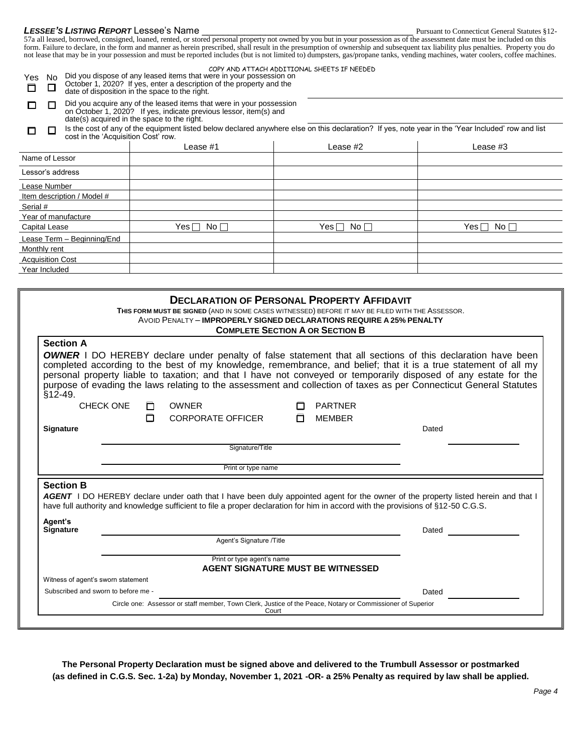***LESSEE'S LISTING REPORT*** Lessee's Name ___________________________________________ Pursuant to Connecticut General Statutes §12-57a all leased, borrowed, consigned, loaned, rented, or stored personal property not owned by you but in your possession as of the assessment date must be included on this form. Failure to declare, in the form and manner as herein prescribed, shall result in the presumption of ownership and subsequent tax liability plus penalties. Property you do not lease that may be in your possession and must be reported includes (but is not limited to) dumpsters, gas/propane tanks, vending machines, water coolers, coffee machines.

COPY AND ATTACH ADDITIONAL SHEETS IF NEEDED

| Yes | No | | |
|---|---|---|---|
| ☐ | ☐ | Did you dispose of any leased items that were in your possession on October 1, 2020? If yes, enter a description of the property and the date of disposition in the space to the right. | |
| ☐ | ☐ | Did you acquire any of the leased items that were in your possession on October 1, 2020? If yes, indicate previous lessor, item(s) and date(s) acquired in the space to the right. | |
| ☐ | ☐ | Is the cost of any of the equipment listed below declared anywhere else on this declaration? If yes, note year in the 'Year Included' row and list cost in the 'Acquisition Cost' row. | |

| | Lease #1 | Lease #2 | Lease #3 |
|---|---|---|---|
| Name of Lessor | | | |
| Lessor's address | | | |
| Lease Number | | | |
| Item description / Model # | | | |
| Serial # | | | |
| Year of manufacture | | | |
| Capital Lease | Yes ☐ No ☐ | Yes ☐ No ☐ | Yes ☐ No ☐ |
| Lease Term – Beginning/End | | | |
| Monthly rent | | | |
| Acquisition Cost | | | |
| Year Included | | | |

## DECLARATION OF PERSONAL PROPERTY AFFIDAVIT

**THIS FORM MUST BE SIGNED** (AND IN SOME CASES WITNESSED) **BEFORE IT MAY BE FILED WITH THE ASSESSOR.**

AVOID PENALTY – **IMPROPERLY SIGNED DECLARATIONS REQUIRE A 25% PENALTY**

**COMPLETE SECTION A OR SECTION B**

### Section A

***OWNER*** I DO HEREBY declare under penalty of false statement that all sections of this declaration have been completed according to the best of my knowledge, remembrance, and belief; that it is a true statement of all my personal property liable to taxation; and that I have not conveyed or temporarily disposed of any estate for the purpose of evading the laws relating to the assessment and collection of taxes as per Connecticut General Statutes §12-49.

CHECK ONE ☐ OWNER ☐ PARTNER ☐ CORPORATE OFFICER ☐ MEMBER

**Signature** ___________________________________ Dated ______________

Signature/Title

___________________________________

Print or type name

### Section B

***AGENT*** I DO HEREBY declare under oath that I have been duly appointed agent for the owner of the property listed herein and that I have full authority and knowledge sufficient to file a proper declaration for him in accord with the provisions of §12-50 C.G.S.

**Agent's Signature** ___________________________________ Dated ______________

Agent's Signature /Title

___________________________________

Print or type agent's name

**AGENT SIGNATURE MUST BE WITNESSED**

Witness of agent's sworn statement

Subscribed and sworn to before me - ___________________________________ Dated ______________

Circle one: Assessor or staff member, Town Clerk, Justice of the Peace, Notary or Commissioner of Superior Court

**The Personal Property Declaration must be signed above and delivered to the Trumbull Assessor or postmarked (as defined in C.G.S. Sec. 1-2a) by Monday, November 1, 2021 -OR- a 25% Penalty as required by law shall be applied.**